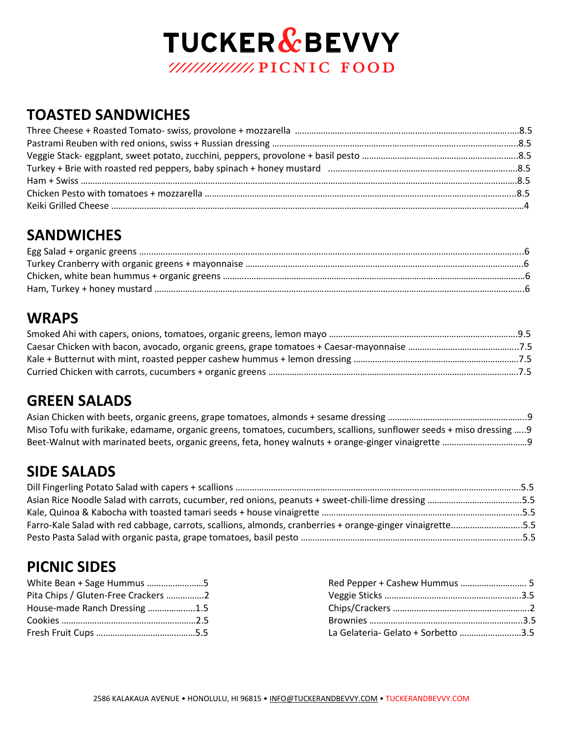# TUCKER&BEVVY

PICNIC FOOD

## TOASTED SANDWICHES

Three Cheese + Roasted Tomato- swiss, provolone + mozzarella ....8.5
Pastrami Reuben with red onions, swiss + Russian dressing ....8.5
Veggie Stack- eggplant, sweet potato, zucchini, peppers, provolone + basil pesto ....8.5
Turkey + Brie with roasted red peppers, baby spinach + honey mustard ....8.5
Ham + Swiss ....8.5
Chicken Pesto with tomatoes + mozzarella ....8.5
Keiki Grilled Cheese ....4

## SANDWICHES

Egg Salad + organic greens ....6
Turkey Cranberry with organic greens + mayonnaise ....6
Chicken, white bean hummus + organic greens ....6
Ham, Turkey + honey mustard ....6

## WRAPS

Smoked Ahi with capers, onions, tomatoes, organic greens, lemon mayo ....9.5
Caesar Chicken with bacon, avocado, organic greens, grape tomatoes + Caesar-mayonnaise ....7.5
Kale + Butternut with mint, roasted pepper cashew hummus + lemon dressing ....7.5
Curried Chicken with carrots, cucumbers + organic greens ....7.5

## GREEN SALADS

Asian Chicken with beets, organic greens, grape tomatoes, almonds + sesame dressing ....9
Miso Tofu with furikake, edamame, organic greens, tomatoes, cucumbers, scallions, sunflower seeds + miso dressing ....9
Beet-Walnut with marinated beets, organic greens, feta, honey walnuts + orange-ginger vinaigrette ....9

## SIDE SALADS

Dill Fingerling Potato Salad with capers + scallions ....5.5
Asian Rice Noodle Salad with carrots, cucumber, red onions, peanuts + sweet-chili-lime dressing ....5.5
Kale, Quinoa & Kabocha with toasted tamari seeds + house vinaigrette ....5.5
Farro-Kale Salad with red cabbage, carrots, scallions, almonds, cranberries + orange-ginger vinaigrette....5.5
Pesto Pasta Salad with organic pasta, grape tomatoes, basil pesto ....5.5

## PICNIC SIDES

White Bean + Sage Hummus ....5
Pita Chips / Gluten-Free Crackers ....2
House-made Ranch Dressing ....1.5
Cookies ....2.5
Fresh Fruit Cups ....5.5
Red Pepper + Cashew Hummus .... 5
Veggie Sticks ....3.5
Chips/Crackers ....2
Brownies ....3.5
La Gelateria- Gelato + Sorbetto ....3.5

2586 KALAKAUA AVENUE • HONOLULU, HI 96815 • INFO@TUCKERANDBEVVY.COM • TUCKERANDBEVVY.COM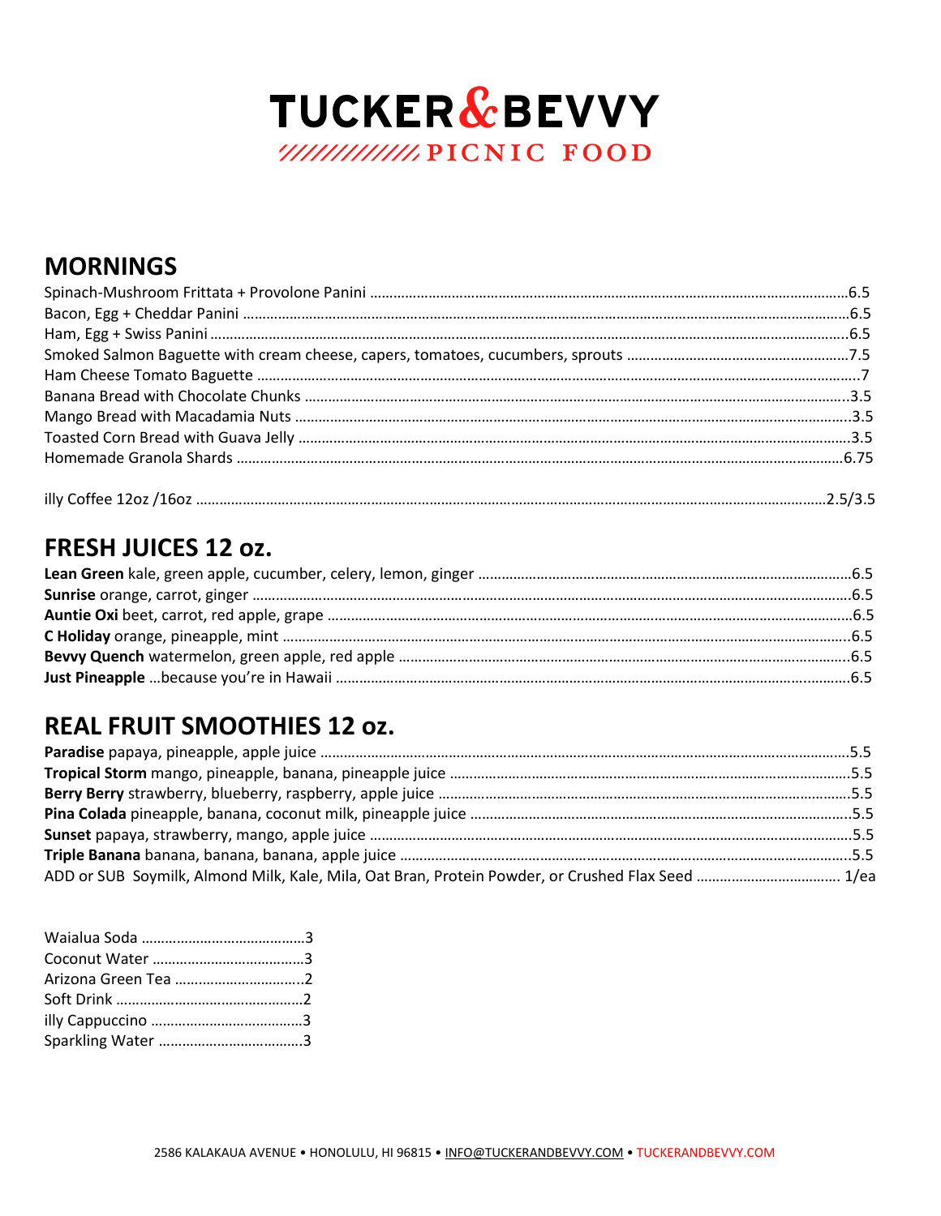# TUCKER&BEVVY

PICNIC FOOD

## MORNINGS

Spinach-Mushroom Frittata + Provolone Panini ............ 6.5
Bacon, Egg + Cheddar Panini ............ 6.5
Ham, Egg + Swiss Panini ............ 6.5
Smoked Salmon Baguette with cream cheese, capers, tomatoes, cucumbers, sprouts ............ 7.5
Ham Cheese Tomato Baguette ............ 7
Banana Bread with Chocolate Chunks ............ 3.5
Mango Bread with Macadamia Nuts ............ 3.5
Toasted Corn Bread with Guava Jelly ............ 3.5
Homemade Granola Shards ............ 6.75

illy Coffee 12oz /16oz ............ 2.5/3.5

## FRESH JUICES 12 oz.

**Lean Green** kale, green apple, cucumber, celery, lemon, ginger ............ 6.5
**Sunrise** orange, carrot, ginger ............ 6.5
**Auntie Oxi** beet, carrot, red apple, grape ............ 6.5
**C Holiday** orange, pineapple, mint ............ 6.5
**Bevvy Quench** watermelon, green apple, red apple ............ 6.5
**Just Pineapple** …because you're in Hawaii ............ 6.5

## REAL FRUIT SMOOTHIES 12 oz.

**Paradise** papaya, pineapple, apple juice ............ 5.5
**Tropical Storm** mango, pineapple, banana, pineapple juice ............ 5.5
**Berry Berry** strawberry, blueberry, raspberry, apple juice ............ 5.5
**Pina Colada** pineapple, banana, coconut milk, pineapple juice ............ 5.5
**Sunset** papaya, strawberry, mango, apple juice ............ 5.5
**Triple Banana** banana, banana, banana, apple juice ............ 5.5
ADD or SUB Soymilk, Almond Milk, Kale, Mila, Oat Bran, Protein Powder, or Crushed Flax Seed ............ 1/ea

Waialua Soda ............ 3
Coconut Water ............ 3
Arizona Green Tea ............ 2
Soft Drink ............ 2
illy Cappuccino ............ 3
Sparkling Water ............ 3

2586 KALAKAUA AVENUE • HONOLULU, HI 96815 • INFO@TUCKERANDBEVVY.COM • TUCKERANDBEVVY.COM